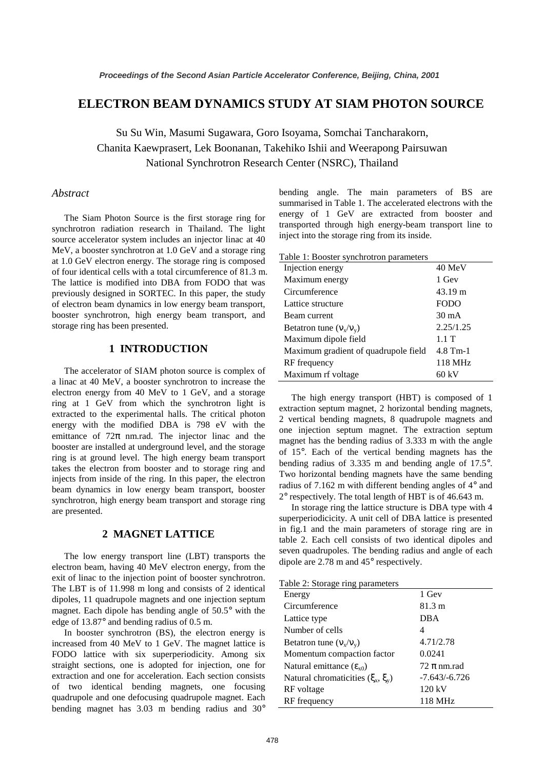# ELECTRON BEAM DYNAMICS STUDY AT SIAM PHOTON SOURCE

Su Su Win, Masumi Sugawara, Goro Isoyama, Somchai Tancharakorn, Chanita Kaewprasert, Lek Boonanan, Takehiko Ishii and Weerapong Pairsuwan
National Synchrotron Research Center (NSRC), Thailand

## *Abstract*

The Siam Photon Source is the first storage ring for synchrotron radiation research in Thailand. The light source accelerator system includes an injector linac at 40 MeV, a booster synchrotron at 1.0 GeV and a storage ring at 1.0 GeV electron energy. The storage ring is composed of four identical cells with a total circumference of 81.3 m. The lattice is modified into DBA from FODO that was previously designed in SORTEC. In this paper, the study of electron beam dynamics in low energy beam transport, booster synchrotron, high energy beam transport, and storage ring has been presented.

## 1 INTRODUCTION

The accelerator of SIAM photon source is complex of a linac at 40 MeV, a booster synchrotron to increase the electron energy from 40 MeV to 1 GeV, and a storage ring at 1 GeV from which the synchrotron light is extracted to the experimental halls. The critical photon energy with the modified DBA is 798 eV with the emittance of 72$\pi$ nm.rad. The injector linac and the booster are installed at underground level, and the storage ring is at ground level. The high energy beam transport takes the electron from booster and to storage ring and injects from inside of the ring. In this paper, the electron beam dynamics in low energy beam transport, booster synchrotron, high energy beam transport and storage ring are presented.

## 2 MAGNET LATTICE

The low energy transport line (LBT) transports the electron beam, having 40 MeV electron energy, from the exit of linac to the injection point of booster synchrotron. The LBT is of 11.998 m long and consists of 2 identical dipoles, 11 quadrupole magnets and one injection septum magnet. Each dipole has bending angle of 50.5° with the edge of 13.87° and bending radius of 0.5 m.

In booster synchrotron (BS), the electron energy is increased from 40 MeV to 1 GeV. The magnet lattice is FODO lattice with six superperiodicity. Among six straight sections, one is adopted for injection, one for extraction and one for acceleration. Each section consists of two identical bending magnets, one focusing quadrupole and one defocusing quadrupole magnet. Each bending magnet has 3.03 m bending radius and 30° bending angle. The main parameters of BS are summarised in Table 1. The accelerated electrons with the energy of 1 GeV are extracted from booster and transported through high energy-beam transport line to inject into the storage ring from its inside.

Table 1: Booster synchrotron parameters

| | |
|---|---|
| Injection energy | 40 MeV |
| Maximum energy | 1 Gev |
| Circumference | 43.19 m |
| Lattice structure | FODO |
| Beam current | 30 mA |
| Betatron tune ($\nu_x/\nu_y$) | 2.25/1.25 |
| Maximum dipole field | 1.1 T |
| Maximum gradient of quadrupole field | 4.8 Tm-1 |
| RF frequency | 118 MHz |
| Maximum rf voltage | 60 kV |

The high energy transport (HBT) is composed of 1 extraction septum magnet, 2 horizontal bending magnets, 2 vertical bending magnets, 8 quadrupole magnets and one injection septum magnet. The extraction septum magnet has the bending radius of 3.333 m with the angle of 15°. Each of the vertical bending magnets has the bending radius of 3.335 m and bending angle of 17.5°. Two horizontal bending magnets have the same bending radius of 7.162 m with different bending angles of 4° and 2° respectively. The total length of HBT is of 46.643 m.

In storage ring the lattice structure is DBA type with 4 superperiodicicity. A unit cell of DBA lattice is presented in fig.1 and the main parameters of storage ring are in table 2. Each cell consists of two identical dipoles and seven quadrupoles. The bending radius and angle of each dipole are 2.78 m and 45° respectively.

Table 2: Storage ring parameters

| | |
|---|---|
| Energy | 1 Gev |
| Circumference | 81.3 m |
| Lattice type | DBA |
| Number of cells | 4 |
| Betatron tune ($\nu_x/\nu_y$) | 4.71/2.78 |
| Momentum compaction factor | 0.0241 |
| Natural emittance ($\varepsilon_{x0}$) | 72 $\pi$ nm.rad |
| Natural chromaticities ($\xi_x$, $\xi_y$) | -7.643/-6.726 |
| RF voltage | 120 kV |
| RF frequency | 118 MHz |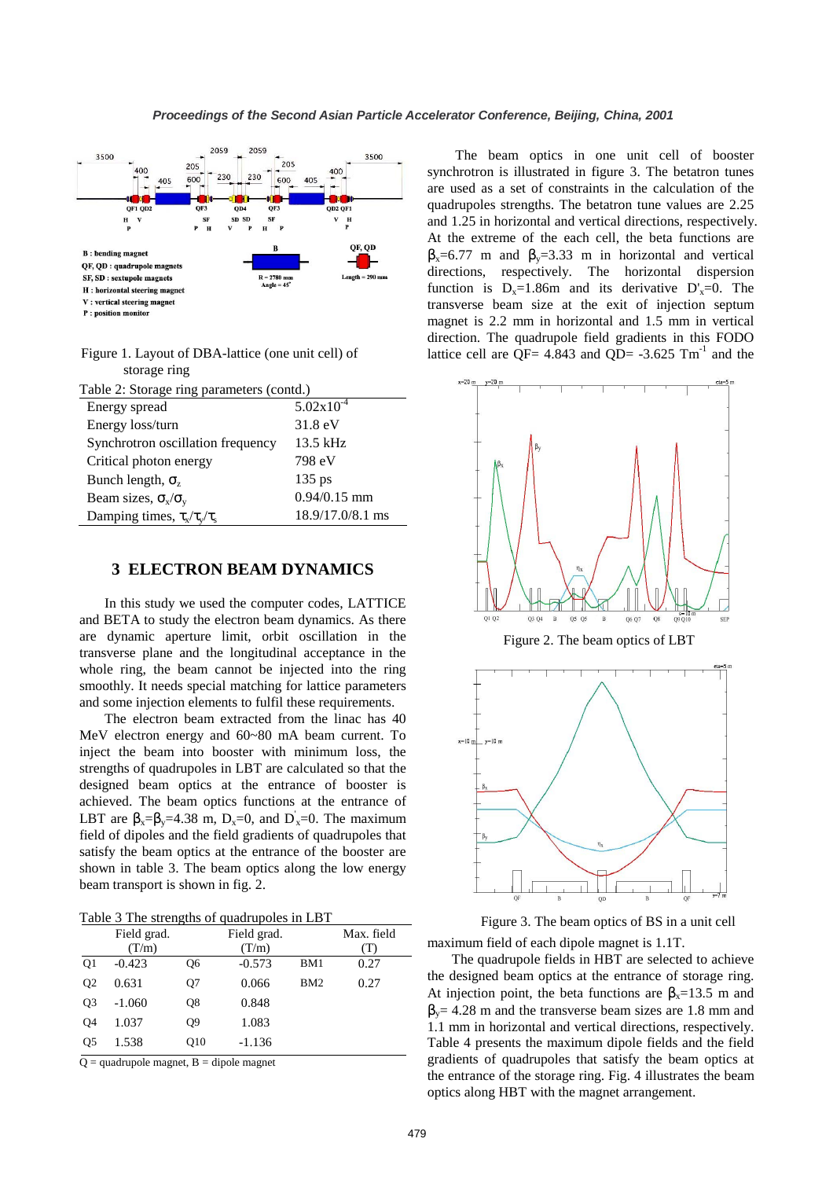Figure 1. Layout of DBA-lattice (one unit cell) of storage ring

Table 2: Storage ring parameters (contd.)

| | |
|---|---|
| Energy spread | $5.02\times10^{-4}$ |
| Energy loss/turn | 31.8 eV |
| Synchrotron oscillation frequency | 13.5 kHz |
| Critical photon energy | 798 eV |
| Bunch length, $\sigma_z$ | 135 ps |
| Beam sizes, $\sigma_x/\sigma_y$ | 0.94/0.15 mm |
| Damping times, $\tau_x/\tau_y/\tau_s$ | 18.9/17.0/8.1 ms |

## 3 ELECTRON BEAM DYNAMICS

In this study we used the computer codes, LATTICE and BETA to study the electron beam dynamics. As there are dynamic aperture limit, orbit oscillation in the transverse plane and the longitudinal acceptance in the whole ring, the beam cannot be injected into the ring smoothly. It needs special matching for lattice parameters and some injection elements to fulfil these requirements.

The electron beam extracted from the linac has 40 MeV electron energy and 60~80 mA beam current. To inject the beam into booster with minimum loss, the strengths of quadrupoles in LBT are calculated so that the designed beam optics at the entrance of booster is achieved. The beam optics functions at the entrance of LBT are $\beta_x$=$\beta_y$=4.38 m, $D_x$=0, and $D'_x$=0. The maximum field of dipoles and the field gradients of quadrupoles that satisfy the beam optics at the entrance of the booster are shown in table 3. The beam optics along the low energy beam transport is shown in fig. 2.

Table 3 The strengths of quadrupoles in LBT

| | Field grad. (T/m) | | Field grad. (T/m) | | Max. field (T) |
|---|---|---|---|---|---|
| Q1 | -0.423 | Q6 | -0.573 | BM1 | 0.27 |
| Q2 | 0.631 | Q7 | 0.066 | BM2 | 0.27 |
| Q3 | -1.060 | Q8 | 0.848 | | |
| Q4 | 1.037 | Q9 | 1.083 | | |
| Q5 | 1.538 | Q10 | -1.136 | | |

Q = quadrupole magnet, B = dipole magnet

The beam optics in one unit cell of booster synchrotron is illustrated in figure 3. The betatron tunes are used as a set of constraints in the calculation of the quadrupoles strengths. The betatron tune values are 2.25 and 1.25 in horizontal and vertical directions, respectively. At the extreme of the each cell, the beta functions are $\beta_x$=6.77 m and $\beta_y$=3.33 m in horizontal and vertical directions, respectively. The horizontal dispersion function is $D_x$=1.86m and its derivative $D'_x$=0. The transverse beam size at the exit of injection septum magnet is 2.2 mm in horizontal and 1.5 mm in vertical direction. The quadrupole field gradients in this FODO lattice cell are QF= 4.843 and QD= -3.625 Tm$^{-1}$ and the maximum field of each dipole magnet is 1.1T.

Figure 2. The beam optics of LBT

Figure 3. The beam optics of BS in a unit cell

The quadrupole fields in HBT are selected to achieve the designed beam optics at the entrance of storage ring. At injection point, the beta functions are $\beta_x$=13.5 m and $\beta_y$= 4.28 m and the transverse beam sizes are 1.8 mm and 1.1 mm in horizontal and vertical directions, respectively. Table 4 presents the maximum dipole fields and the field gradients of quadrupoles that satisfy the beam optics at the entrance of the storage ring. Fig. 4 illustrates the beam optics along HBT with the magnet arrangement.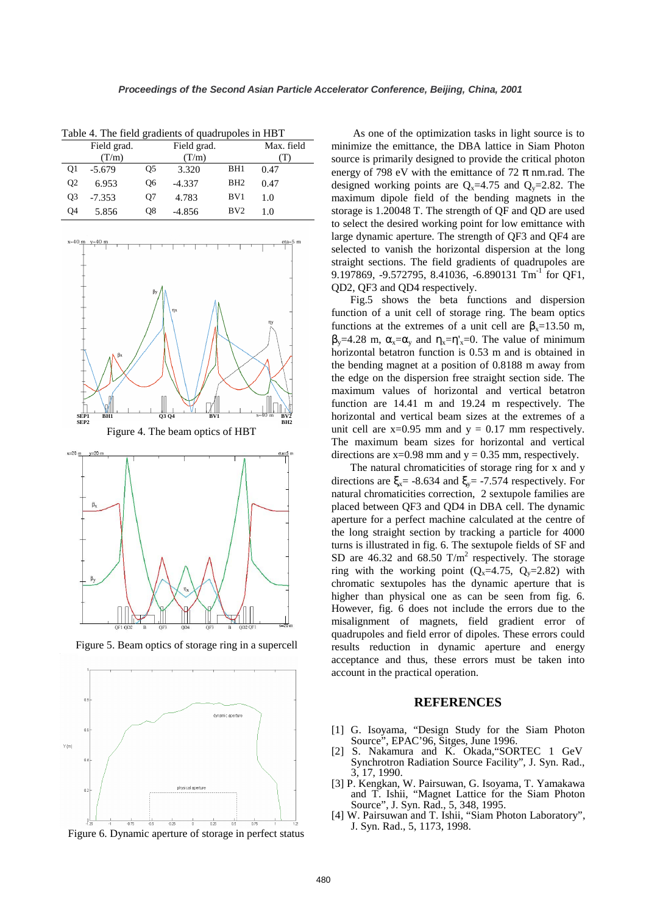Table 4. The field gradients of quadrupoles in HBT

| | Field grad. (T/m) | | Field grad. (T/m) | | Max. field (T) |
|---|---|---|---|---|---|
| Q1 | -5.679 | Q5 | 3.320 | BH1 | 0.47 |
| Q2 | 6.953 | Q6 | -4.337 | BH2 | 0.47 |
| Q3 | -7.353 | Q7 | 4.783 | BV1 | 1.0 |
| Q4 | 5.856 | Q8 | -4.856 | BV2 | 1.0 |

x=40 m y=40 m
eta=5 m
βy
ηx
ηy
βx
SEP1
SEP2
BH1
Q3 Q4
BV1
s=40 m
BV2
BH2

Figure 4. The beam optics of HBT

x=20 m y=20 m
eta=5 m
βx
βy
ηx
QF1 QD2
B
QF3
QD4
QF3
B
QD2 QF1
s=20 m

Figure 5. Beam optics of storage ring in a supercell

1
0.8
0.6
0.4
0.2
0
Y (m)
dynamic aperture
physical aperture
-1.25
-1
-0.75
-0.5
-0.25
0
0.25
0.5
0.75
1
1.25

Figure 6. Dynamic aperture of storage in perfect status

As one of the optimization tasks in light source is to minimize the emittance, the DBA lattice in Siam Photon source is primarily designed to provide the critical photon energy of 798 eV with the emittance of 72 π nm.rad. The designed working points are $Q_x$=4.75 and $Q_y$=2.82. The maximum dipole field of the bending magnets in the storage is 1.20048 T. The strength of QF and QD are used to select the desired working point for low emittance with large dynamic aperture. The strength of QF3 and QF4 are selected to vanish the horizontal dispersion at the long straight sections. The field gradients of quadrupoles are 9.197869, -9.572795, 8.41036, -6.890131 $Tm^{-1}$ for QF1, QD2, QF3 and QD4 respectively.

Fig.5 shows the beta functions and dispersion function of a unit cell of storage ring. The beam optics functions at the extremes of a unit cell are $\beta_x$=13.50 m, $\beta_y$=4.28 m, $\alpha_x$=$\alpha_y$ and $\eta_x$=$\eta'_x$=0. The value of minimum horizontal betatron function is 0.53 m and is obtained in the bending magnet at a position of 0.8188 m away from the edge on the dispersion free straight section side. The maximum values of horizontal and vertical betatron function are 14.41 m and 19.24 m respectively. The horizontal and vertical beam sizes at the extremes of a unit cell are x=0.95 mm and y = 0.17 mm respectively. The maximum beam sizes for horizontal and vertical directions are x=0.98 mm and y = 0.35 mm, respectively.

The natural chromaticities of storage ring for x and y directions are $\xi_x$= -8.634 and $\xi_y$= -7.574 respectively. For natural chromaticities correction, 2 sextupole families are placed between QF3 and QD4 in DBA cell. The dynamic aperture for a perfect machine calculated at the centre of the long straight section by tracking a particle for 4000 turns is illustrated in fig. 6. The sextupole fields of SF and SD are 46.32 and 68.50 $T/m^2$ respectively. The storage ring with the working point ($Q_x$=4.75, $Q_y$=2.82) with chromatic sextupoles has the dynamic aperture that is higher than physical one as can be seen from fig. 6. However, fig. 6 does not include the errors due to the misalignment of magnets, field gradient error of quadrupoles and field error of dipoles. These errors could results reduction in dynamic aperture and energy acceptance and thus, these errors must be taken into account in the practical operation.

## REFERENCES

[1] G. Isoyama, "Design Study for the Siam Photon Source", EPAC'96, Sitges, June 1996.

[2] S. Nakamura and K. Okada,"SORTEC 1 GeV Synchrotron Radiation Source Facility", J. Syn. Rad., 3, 17, 1990.

[3] P. Kengkan, W. Pairsuwan, G. Isoyama, T. Yamakawa and T. Ishii, "Magnet Lattice for the Siam Photon Source", J. Syn. Rad., 5, 348, 1995.

[4] W. Pairsuwan and T. Ishii, "Siam Photon Laboratory", J. Syn. Rad., 5, 1173, 1998.